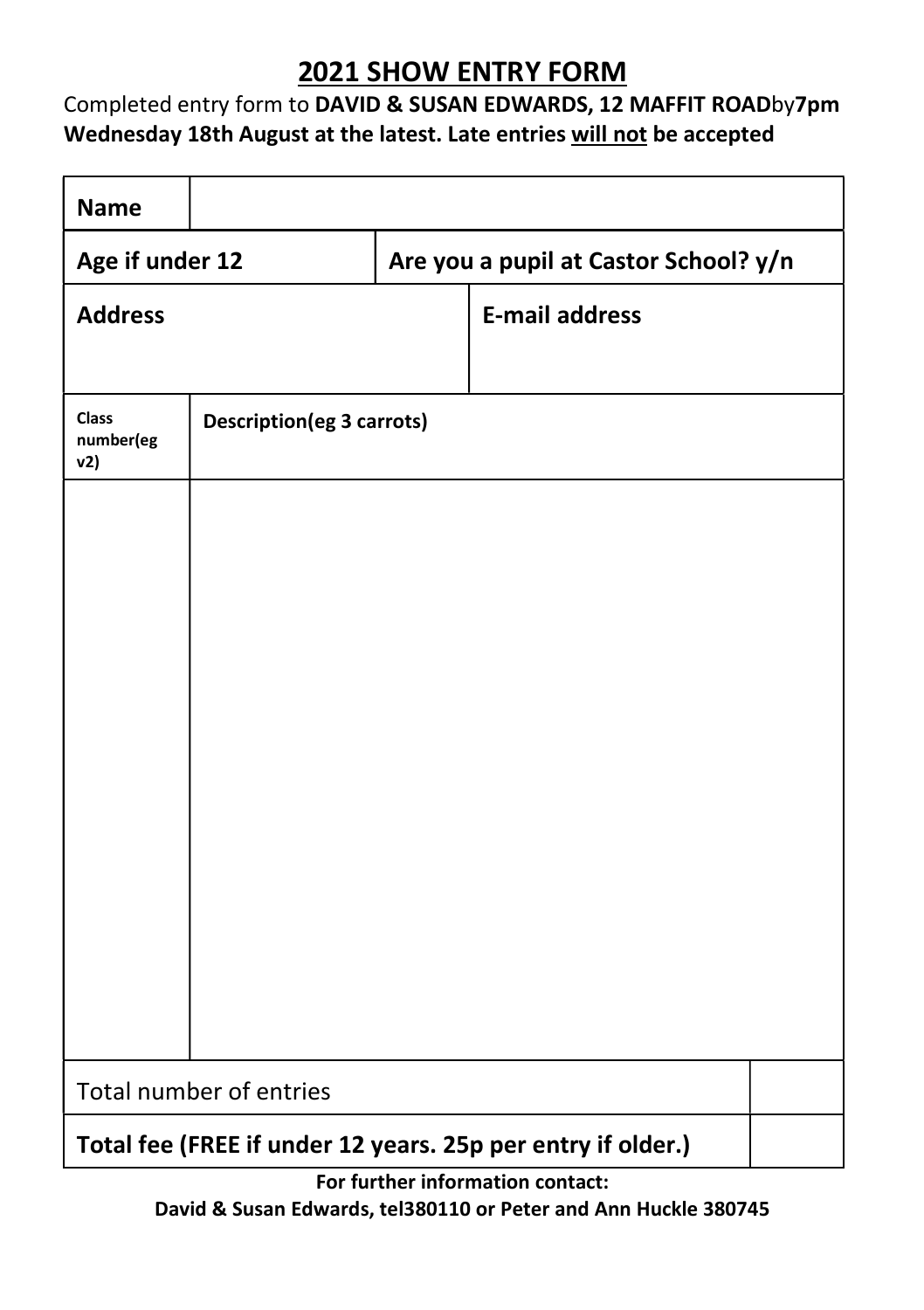# 2021 SHOW ENTRY FORM

Completed entry form to **DAVID & SUSAN EDWARDS, 12 MAFFIT ROAD**by**7pm Wednesday 18th August at the latest. Late entries <u>will not</u> be accepted**

| **Name** | | |
|---|---|---|
| **Age if under 12** | **Are you a pupil at Castor School? y/n** | |
| **Address** | | **E-mail address** |

| **Class number(eg v2)** | **Description(eg 3 carrots)** |
|---|---|
| | |

| | |
|---|---|
| Total number of entries | |
| **Total fee (FREE if under 12 years. 25p per entry if older.)** | |

**For further information contact:**

**David & Susan Edwards, tel380110 or Peter and Ann Huckle 380745**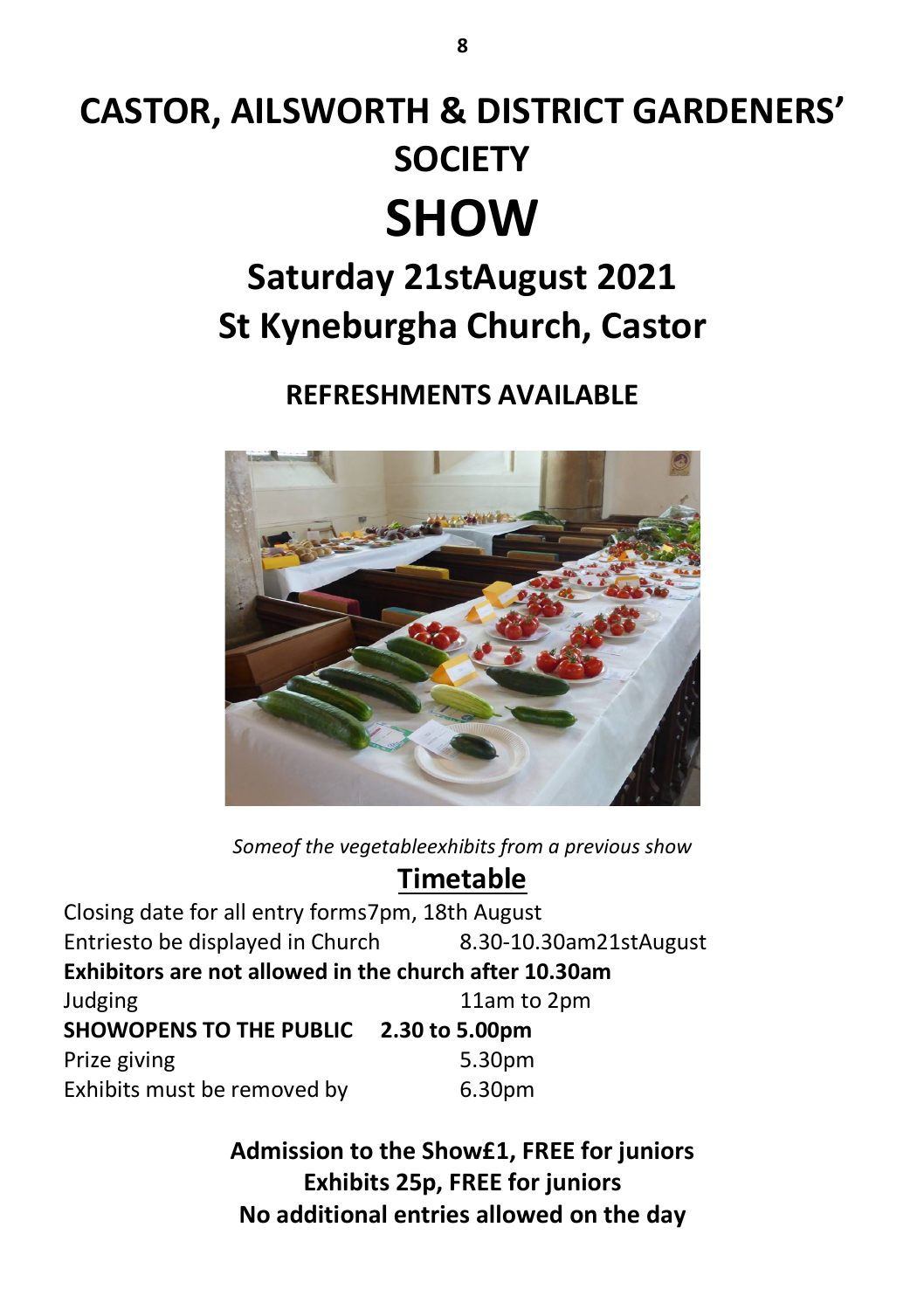# CASTOR, AILSWORTH & DISTRICT GARDENERS' SOCIETY

# SHOW

## Saturday 21stAugust 2021
## St Kyneburgha Church, Castor

### REFRESHMENTS AVAILABLE

*Someof the vegetableexhibits from a previous show*

## Timetable

Closing date for all entry forms7pm, 18th August
Entriesto be displayed in Church 8.30-10.30am21stAugust
**Exhibitors are not allowed in the church after 10.30am**
Judging 11am to 2pm
**SHOWOPENS TO THE PUBLIC 2.30 to 5.00pm**
Prize giving 5.30pm
Exhibits must be removed by 6.30pm

**Admission to the Show£1, FREE for juniors**
**Exhibits 25p, FREE for juniors**
**No additional entries allowed on the day**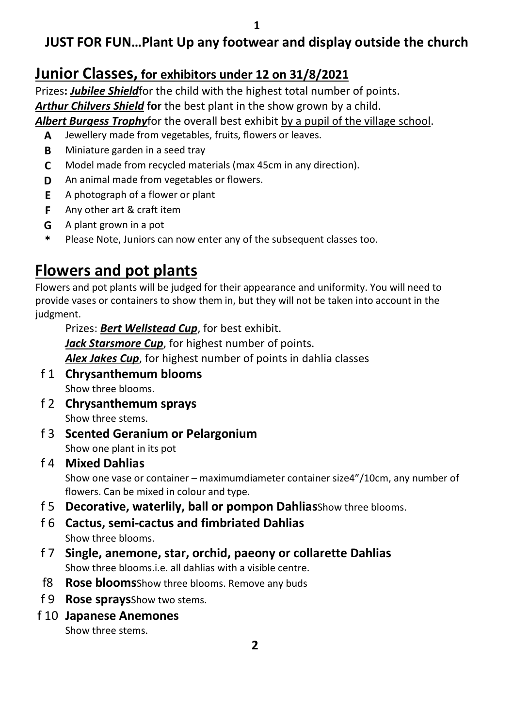**JUST FOR FUN…Plant Up any footwear and display outside the church**

## Junior Classes, for exhibitors under 12 on 31/8/2021

Prizes**:** ***Jubilee Shield***for the child with the highest total number of points.
***Arthur Chilvers Shield*** **for** the best plant in the show grown by a child.
***Albert Burgess Trophy***for the overall best exhibit by a pupil of the village school.

- **A** Jewellery made from vegetables, fruits, flowers or leaves.
- **B** Miniature garden in a seed tray
- **C** Model made from recycled materials (max 45cm in any direction).
- **D** An animal made from vegetables or flowers.
- **E** A photograph of a flower or plant
- **F** Any other art & craft item
- **G** A plant grown in a pot
- **\*** Please Note, Juniors can now enter any of the subsequent classes too.

## Flowers and pot plants

Flowers and pot plants will be judged for their appearance and uniformity. You will need to provide vases or containers to show them in, but they will not be taken into account in the judgment.

Prizes: ***Bert Wellstead Cup***, for best exhibit.
***Jack Starsmore Cup***, for highest number of points.
***Alex Jakes Cup***, for highest number of points in dahlia classes

- f 1 **Chrysanthemum blooms**
  Show three blooms.
- f 2 **Chrysanthemum sprays**
  Show three stems.
- f 3 **Scented Geranium or Pelargonium**
  Show one plant in its pot
- f 4 **Mixed Dahlias**
  Show one vase or container – maximumdiameter container size4"/10cm, any number of flowers. Can be mixed in colour and type.
- f 5 **Decorative, waterlily, ball or pompon Dahlias**Show three blooms.
- f 6 **Cactus, semi-cactus and fimbriated Dahlias**
  Show three blooms.
- f 7 **Single, anemone, star, orchid, paeony or collarette Dahlias**
  Show three blooms.i.e. all dahlias with a visible centre.
- f8 **Rose blooms**Show three blooms. Remove any buds
- f 9 **Rose sprays**Show two stems.
- f 10 **Japanese Anemones**
  Show three stems.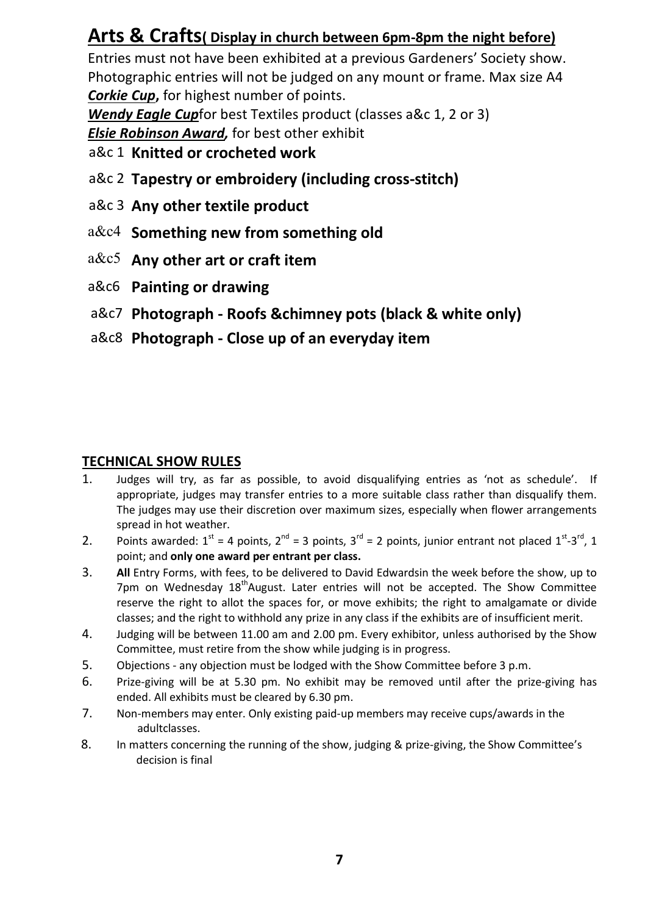# Arts & Crafts( Display in church between 6pm-8pm the night before)

Entries must not have been exhibited at a previous Gardeners' Society show. Photographic entries will not be judged on any mount or frame. Max size A4

***Corkie Cup***, for highest number of points.

***Wendy Eagle Cup***for best Textiles product (classes a&c 1, 2 or 3)

***Elsie Robinson Award***, for best other exhibit

a&c 1 **Knitted or crocheted work**

a&c 2 **Tapestry or embroidery (including cross-stitch)**

a&c 3 **Any other textile product**

a&c4 **Something new from something old**

a&c5 **Any other art or craft item**

a&c6 **Painting or drawing**

a&c7 **Photograph - Roofs &chimney pots (black & white only)**

a&c8 **Photograph - Close up of an everyday item**

## TECHNICAL SHOW RULES

1. Judges will try, as far as possible, to avoid disqualifying entries as 'not as schedule'. If appropriate, judges may transfer entries to a more suitable class rather than disqualify them. The judges may use their discretion over maximum sizes, especially when flower arrangements spread in hot weather.
2. Points awarded: 1st = 4 points, 2nd = 3 points, 3rd = 2 points, junior entrant not placed 1st-3rd, 1 point; and **only one award per entrant per class.**
3. **All** Entry Forms, with fees, to be delivered to David Edwardsin the week before the show, up to 7pm on Wednesday 18thAugust. Later entries will not be accepted. The Show Committee reserve the right to allot the spaces for, or move exhibits; the right to amalgamate or divide classes; and the right to withhold any prize in any class if the exhibits are of insufficient merit.
4. Judging will be between 11.00 am and 2.00 pm. Every exhibitor, unless authorised by the Show Committee, must retire from the show while judging is in progress.
5. Objections - any objection must be lodged with the Show Committee before 3 p.m.
6. Prize-giving will be at 5.30 pm. No exhibit may be removed until after the prize-giving has ended. All exhibits must be cleared by 6.30 pm.
7. Non-members may enter. Only existing paid-up members may receive cups/awards in the adultclasses.
8. In matters concerning the running of the show, judging & prize-giving, the Show Committee's decision is final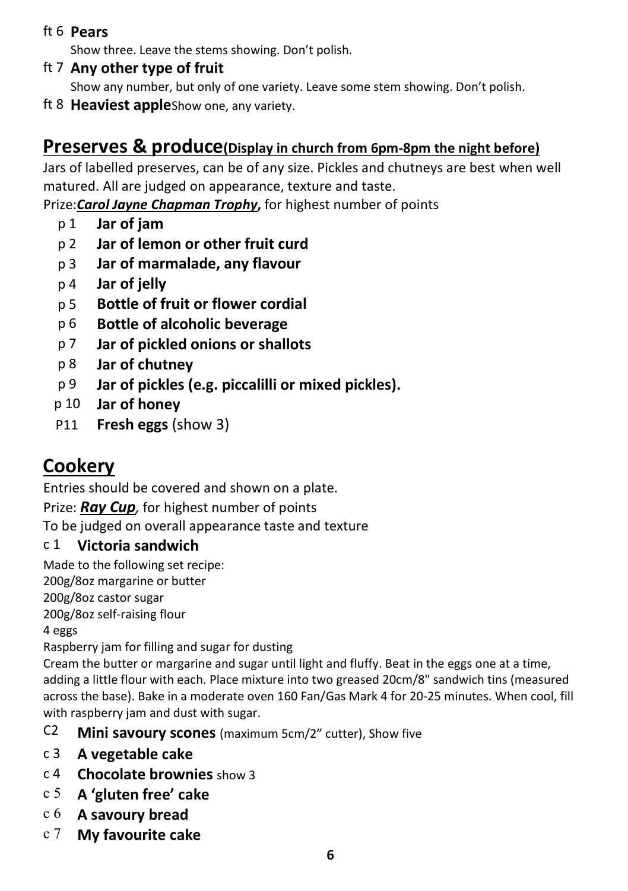ft 6 **Pears**

Show three. Leave the stems showing. Don't polish.

ft 7 **Any other type of fruit**

Show any number, but only of one variety. Leave some stem showing. Don't polish.

ft 8 **Heaviest apple**Show one, any variety.

## Preserves & produce(Display in church from 6pm-8pm the night before)

Jars of labelled preserves, can be of any size. Pickles and chutneys are best when well matured. All are judged on appearance, texture and taste.

Prize:***Carol Jayne Chapman Trophy*****,** for highest number of points

- p 1 **Jar of jam**
- p 2 **Jar of lemon or other fruit curd**
- p 3 **Jar of marmalade, any flavour**
- p 4 **Jar of jelly**
- p 5 **Bottle of fruit or flower cordial**
- p 6 **Bottle of alcoholic beverage**
- p 7 **Jar of pickled onions or shallots**
- p 8 **Jar of chutney**
- p 9 **Jar of pickles (e.g. piccalilli or mixed pickles).**
- p 10 **Jar of honey**
- P11 **Fresh eggs** (show 3)

## Cookery

Entries should be covered and shown on a plate.

Prize: ***Ray Cup****,* for highest number of points

To be judged on overall appearance taste and texture

c 1 **Victoria sandwich**

Made to the following set recipe:

200g/8oz margarine or butter
200g/8oz castor sugar
200g/8oz self-raising flour
4 eggs
Raspberry jam for filling and sugar for dusting

Cream the butter or margarine and sugar until light and fluffy. Beat in the eggs one at a time, adding a little flour with each. Place mixture into two greased 20cm/8" sandwich tins (measured across the base). Bake in a moderate oven 160 Fan/Gas Mark 4 for 20-25 minutes. When cool, fill with raspberry jam and dust with sugar.

- C2 **Mini savoury scones** (maximum 5cm/2" cutter), Show five
- c 3 **A vegetable cake**
- c 4 **Chocolate brownies** show 3
- c 5 **A 'gluten free' cake**
- c 6 **A savoury bread**
- c 7 **My favourite cake**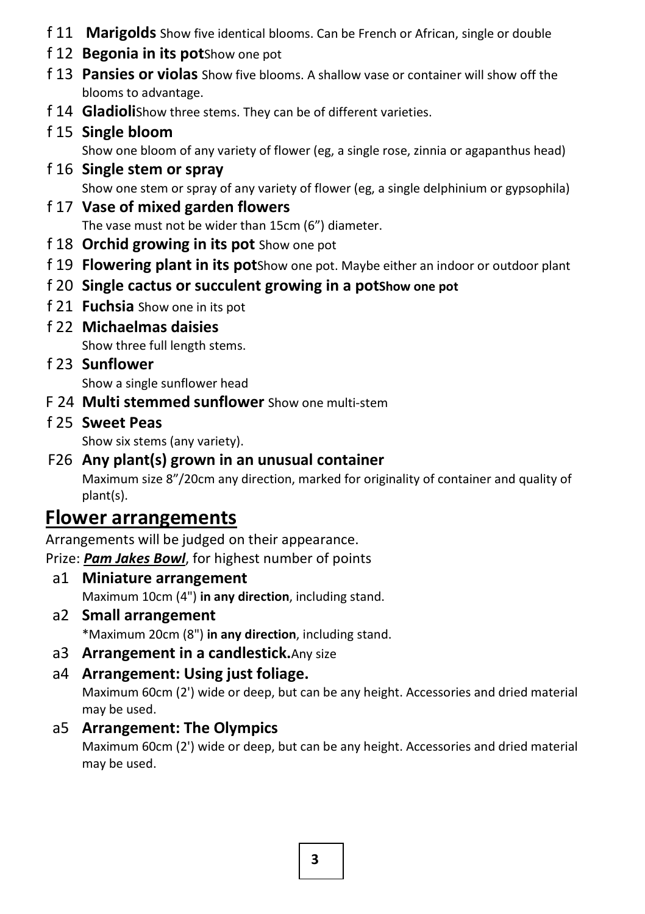- f 11 **Marigolds** Show five identical blooms. Can be French or African, single or double
- f 12 **Begonia in its pot**Show one pot
- f 13 **Pansies or violas** Show five blooms. A shallow vase or container will show off the blooms to advantage.
- f 14 **Gladioli**Show three stems. They can be of different varieties.
- f 15 **Single bloom**
  Show one bloom of any variety of flower (eg, a single rose, zinnia or agapanthus head)
- f 16 **Single stem or spray**
  Show one stem or spray of any variety of flower (eg, a single delphinium or gypsophila)
- f 17 **Vase of mixed garden flowers**
  The vase must not be wider than 15cm (6") diameter.
- f 18 **Orchid growing in its pot** Show one pot
- f 19 **Flowering plant in its pot**Show one pot. Maybe either an indoor or outdoor plant
- f 20 **Single cactus or succulent growing in a potShow one pot**
- f 21 **Fuchsia** Show one in its pot
- f 22 **Michaelmas daisies**
  Show three full length stems.
- f 23 **Sunflower**
  Show a single sunflower head
- F 24 **Multi stemmed sunflower** Show one multi-stem
- f 25 **Sweet Peas**
  Show six stems (any variety).
- F26 **Any plant(s) grown in an unusual container**
  Maximum size 8"/20cm any direction, marked for originality of container and quality of plant(s).

## Flower arrangements

Arrangements will be judged on their appearance.

Prize: ***Pam Jakes Bowl***, for highest number of points

- a1 **Miniature arrangement**
  Maximum 10cm (4") **in any direction**, including stand.
- a2 **Small arrangement**
  *Maximum 20cm (8") **in any direction**, including stand.
- a3 **Arrangement in a candlestick.**Any size
- a4 **Arrangement: Using just foliage.**
  Maximum 60cm (2') wide or deep, but can be any height. Accessories and dried material may be used.
- a5 **Arrangement: The Olympics**
  Maximum 60cm (2') wide or deep, but can be any height. Accessories and dried material may be used.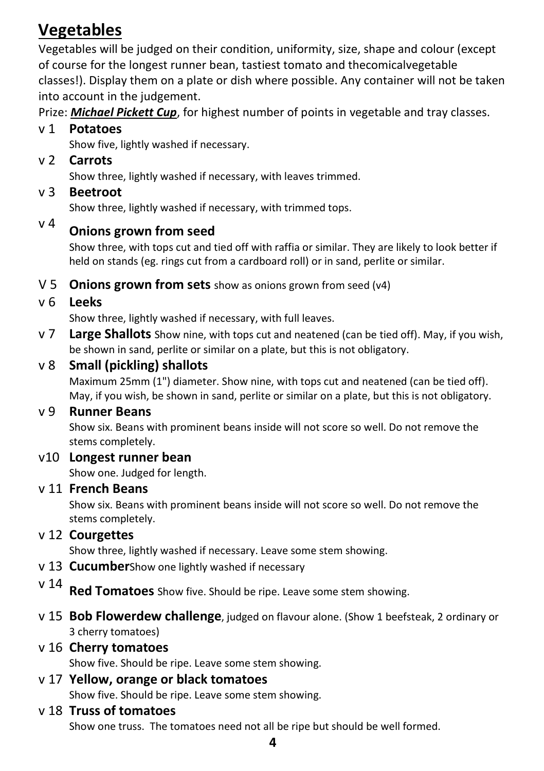## Vegetables

Vegetables will be judged on their condition, uniformity, size, shape and colour (except of course for the longest runner bean, tastiest tomato and thecomicalvegetable classes!). Display them on a plate or dish where possible. Any container will not be taken into account in the judgement.

Prize: ***Michael Pickett Cup***, for highest number of points in vegetable and tray classes.

v 1 **Potatoes**
Show five, lightly washed if necessary.

v 2 **Carrots**
Show three, lightly washed if necessary, with leaves trimmed.

v 3 **Beetroot**
Show three, lightly washed if necessary, with trimmed tops.

v 4 **Onions grown from seed**
Show three, with tops cut and tied off with raffia or similar. They are likely to look better if held on stands (eg. rings cut from a cardboard roll) or in sand, perlite or similar.

V 5 **Onions grown from sets** show as onions grown from seed (v4)

v 6 **Leeks**
Show three, lightly washed if necessary, with full leaves.

v 7 **Large Shallots** Show nine, with tops cut and neatened (can be tied off). May, if you wish, be shown in sand, perlite or similar on a plate, but this is not obligatory.

v 8 **Small (pickling) shallots**
Maximum 25mm (1") diameter. Show nine, with tops cut and neatened (can be tied off). May, if you wish, be shown in sand, perlite or similar on a plate, but this is not obligatory.

v 9 **Runner Beans**
Show six. Beans with prominent beans inside will not score so well. Do not remove the stems completely.

v10 **Longest runner bean**
Show one. Judged for length.

v 11 **French Beans**
Show six. Beans with prominent beans inside will not score so well. Do not remove the stems completely.

v 12 **Courgettes**
Show three, lightly washed if necessary. Leave some stem showing.

v 13 **Cucumber**Show one lightly washed if necessary

v 14 **Red Tomatoes** Show five. Should be ripe. Leave some stem showing.

v 15 **Bob Flowerdew challenge**, judged on flavour alone. (Show 1 beefsteak, 2 ordinary or 3 cherry tomatoes)

v 16 **Cherry tomatoes**
Show five. Should be ripe. Leave some stem showing.

v 17 **Yellow, orange or black tomatoes**
Show five. Should be ripe. Leave some stem showing.

v 18 **Truss of tomatoes**
Show one truss. The tomatoes need not all be ripe but should be well formed.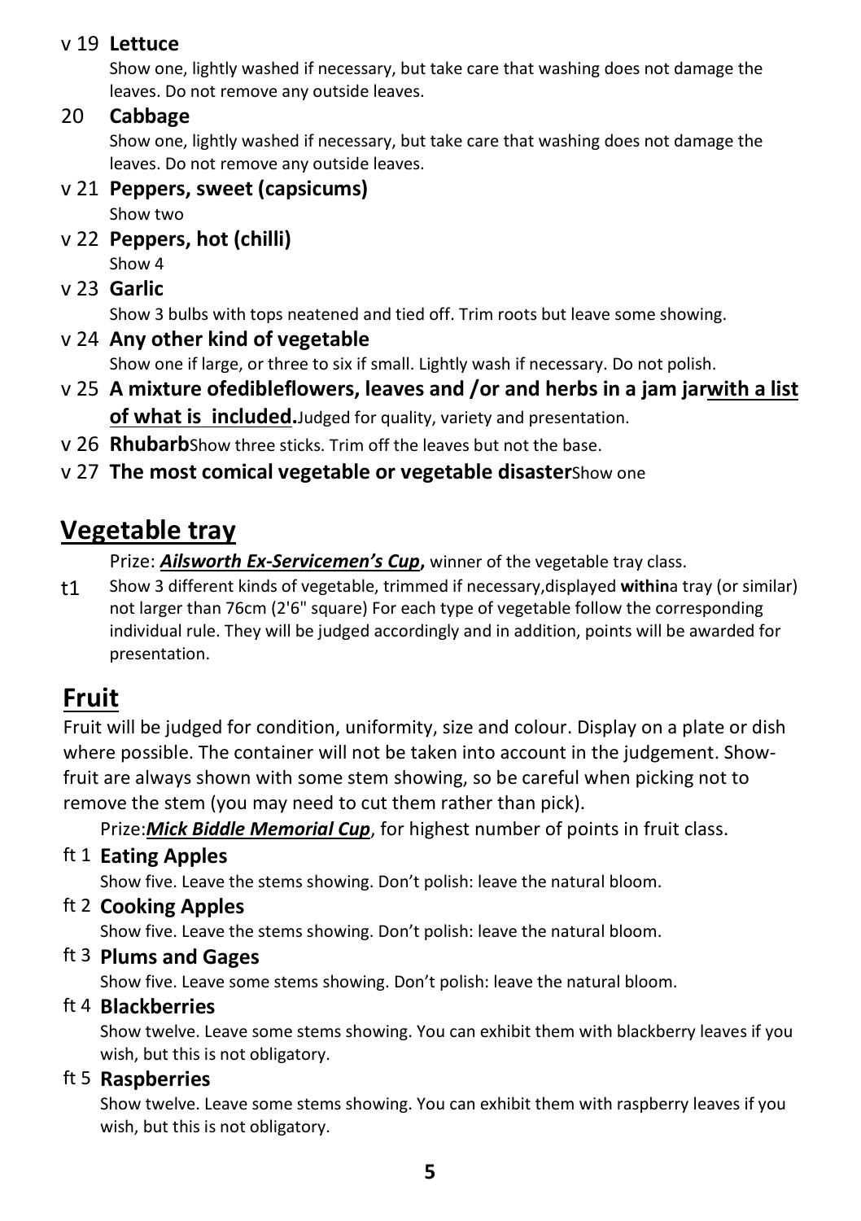v 19 **Lettuce**

Show one, lightly washed if necessary, but take care that washing does not damage the leaves. Do not remove any outside leaves.

20 **Cabbage**

Show one, lightly washed if necessary, but take care that washing does not damage the leaves. Do not remove any outside leaves.

v 21 **Peppers, sweet (capsicums)**

Show two

v 22 **Peppers, hot (chilli)**

Show 4

v 23 **Garlic**

Show 3 bulbs with tops neatened and tied off. Trim roots but leave some showing.

v 24 **Any other kind of vegetable**

Show one if large, or three to six if small. Lightly wash if necessary. Do not polish.

v 25 **A mixture ofedibleflowers, leaves and /or and herbs in a jam jar<u>with a list of what is included</u>.** Judged for quality, variety and presentation.

v 26 **Rhubarb** Show three sticks. Trim off the leaves but not the base.

v 27 **The most comical vegetable or vegetable disaster** Show one

## Vegetable tray

Prize: ***<u>Ailsworth Ex-Servicemen's Cup</u>*,** winner of the vegetable tray class.

t1 Show 3 different kinds of vegetable, trimmed if necessary,displayed **within** a tray (or similar) not larger than 76cm (2'6" square) For each type of vegetable follow the corresponding individual rule. They will be judged accordingly and in addition, points will be awarded for presentation.

## Fruit

Fruit will be judged for condition, uniformity, size and colour. Display on a plate or dish where possible. The container will not be taken into account in the judgement. Show-fruit are always shown with some stem showing, so be careful when picking not to remove the stem (you may need to cut them rather than pick).

Prize: ***<u>Mick Biddle Memorial Cup</u>***, for highest number of points in fruit class.

ft 1 **Eating Apples**

Show five. Leave the stems showing. Don't polish: leave the natural bloom.

ft 2 **Cooking Apples**

Show five. Leave the stems showing. Don't polish: leave the natural bloom.

ft 3 **Plums and Gages**

Show five. Leave some stems showing. Don't polish: leave the natural bloom.

ft 4 **Blackberries**

Show twelve. Leave some stems showing. You can exhibit them with blackberry leaves if you wish, but this is not obligatory.

ft 5 **Raspberries**

Show twelve. Leave some stems showing. You can exhibit them with raspberry leaves if you wish, but this is not obligatory.